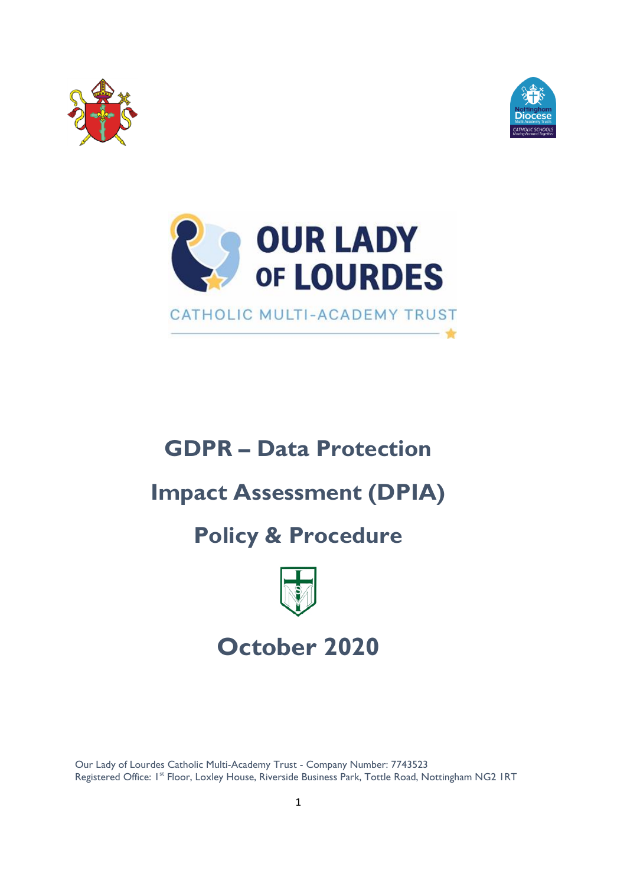# GDPR – Data Protection

# Impact Assessment (DPIA)

# Policy & Procedure

## October 2020

Our Lady of Lourdes Catholic Multi-Academy Trust - Company Number: 7743523
Registered Office: 1st Floor, Loxley House, Riverside Business Park, Tottle Road, Nottingham NG2 1RT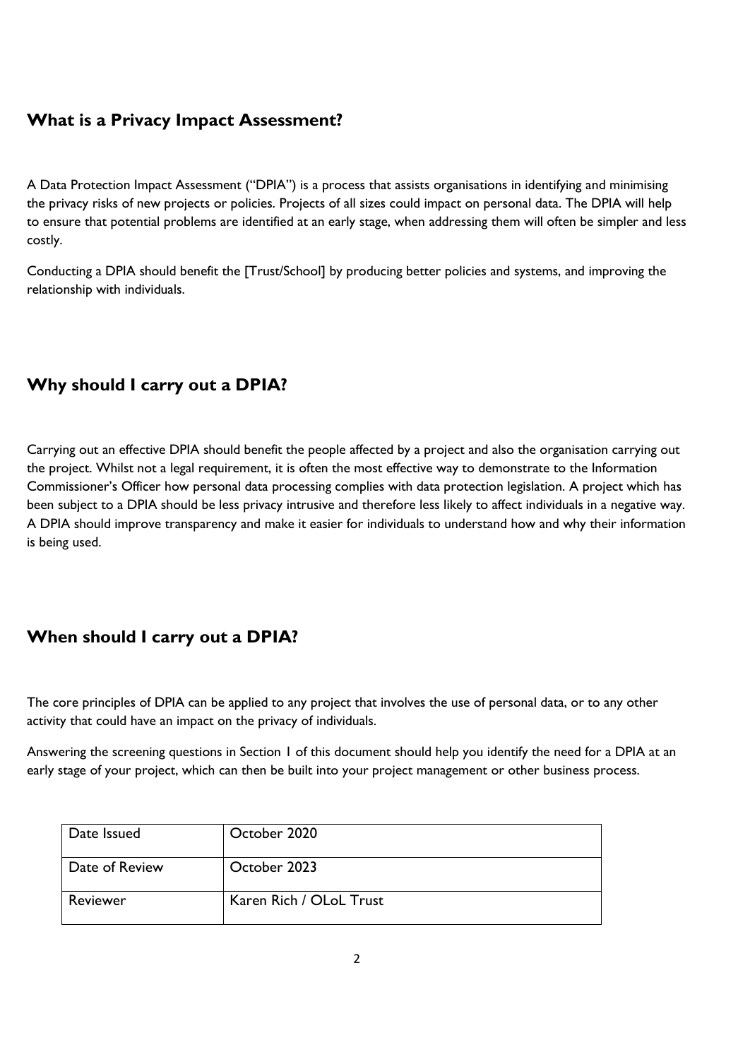## What is a Privacy Impact Assessment?

A Data Protection Impact Assessment ("DPIA") is a process that assists organisations in identifying and minimising the privacy risks of new projects or policies. Projects of all sizes could impact on personal data. The DPIA will help to ensure that potential problems are identified at an early stage, when addressing them will often be simpler and less costly.

Conducting a DPIA should benefit the [Trust/School] by producing better policies and systems, and improving the relationship with individuals.

## Why should I carry out a DPIA?

Carrying out an effective DPIA should benefit the people affected by a project and also the organisation carrying out the project. Whilst not a legal requirement, it is often the most effective way to demonstrate to the Information Commissioner's Officer how personal data processing complies with data protection legislation. A project which has been subject to a DPIA should be less privacy intrusive and therefore less likely to affect individuals in a negative way. A DPIA should improve transparency and make it easier for individuals to understand how and why their information is being used.

## When should I carry out a DPIA?

The core principles of DPIA can be applied to any project that involves the use of personal data, or to any other activity that could have an impact on the privacy of individuals.

Answering the screening questions in Section 1 of this document should help you identify the need for a DPIA at an early stage of your project, which can then be built into your project management or other business process.

| Date Issued | October 2020 |
|---|---|
| Date of Review | October 2023 |
| Reviewer | Karen Rich / OLoL Trust |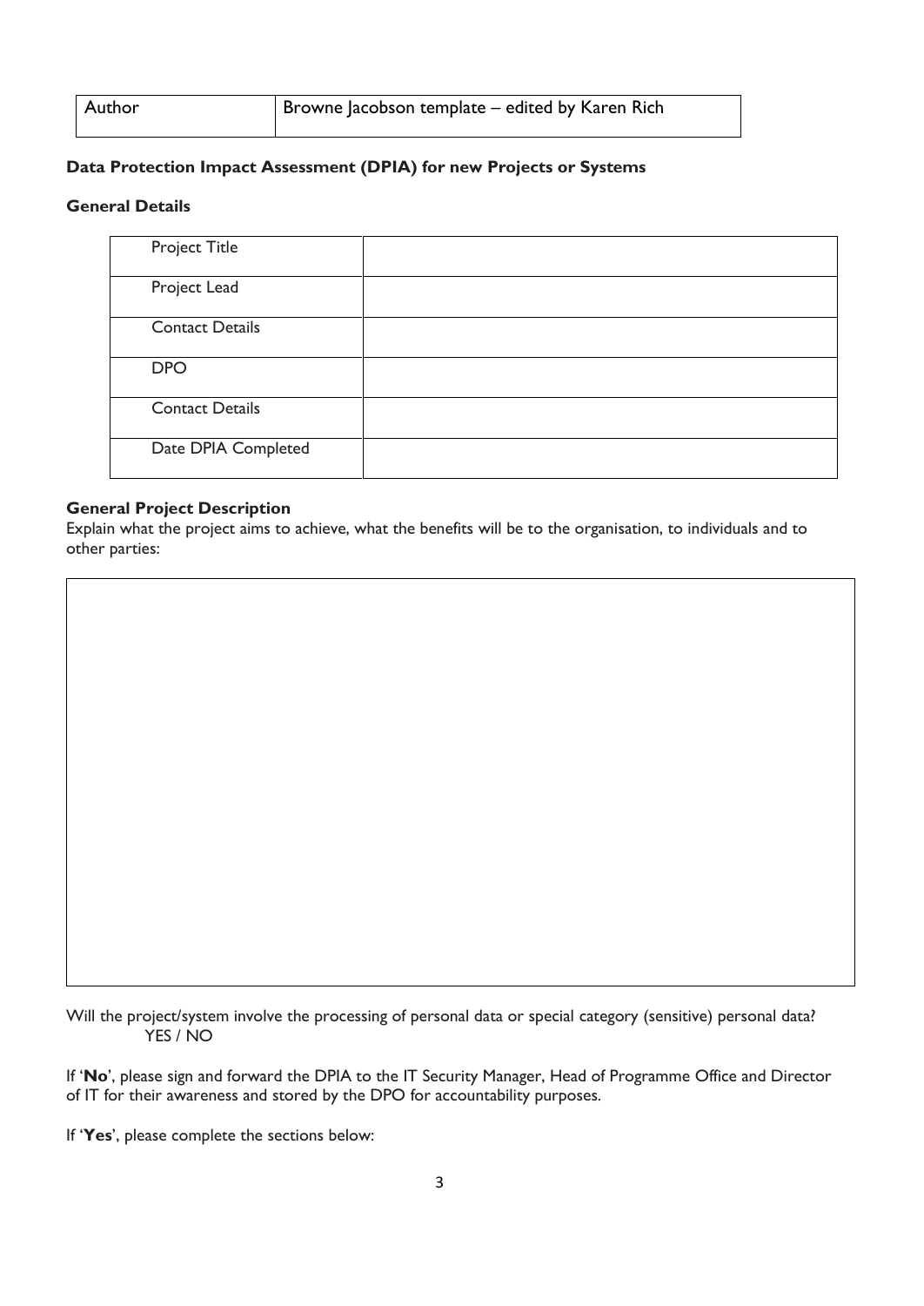| Author | Browne Jacobson template – edited by Karen Rich |
|---|---|

**Data Protection Impact Assessment (DPIA) for new Projects or Systems**

**General Details**

| Project Title | |
|---|---|
| Project Lead | |
| Contact Details | |
| DPO | |
| Contact Details | |
| Date DPIA Completed | |

**General Project Description**

Explain what the project aims to achieve, what the benefits will be to the organisation, to individuals and to other parties:

| |
|---|
| |

Will the project/system involve the processing of personal data or special category (sensitive) personal data?
YES / NO

If '**No**', please sign and forward the DPIA to the IT Security Manager, Head of Programme Office and Director of IT for their awareness and stored by the DPO for accountability purposes.

If '**Yes**', please complete the sections below: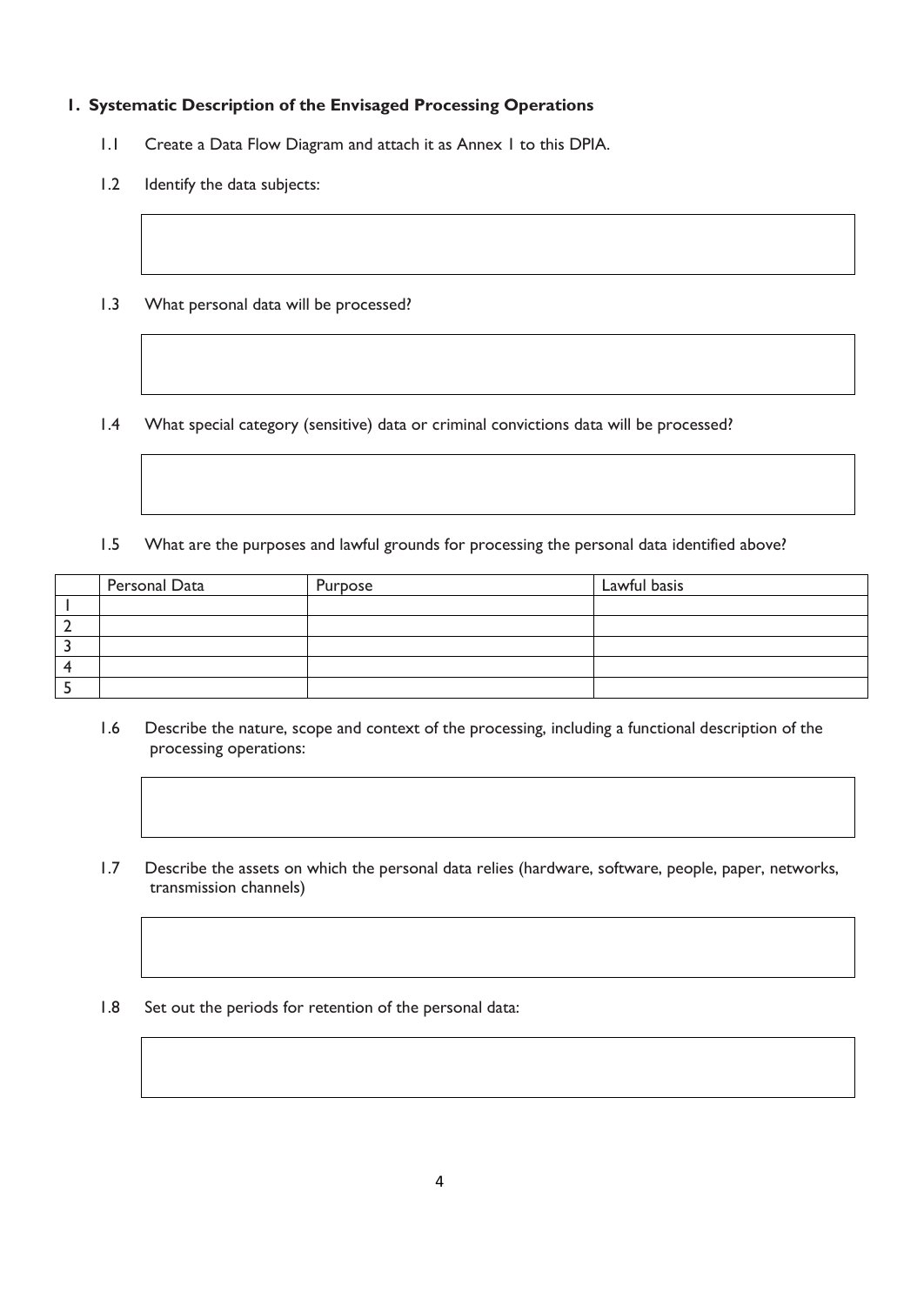## 1. Systematic Description of the Envisaged Processing Operations

1.1 Create a Data Flow Diagram and attach it as Annex 1 to this DPIA.

1.2 Identify the data subjects:

1.3 What personal data will be processed?

1.4 What special category (sensitive) data or criminal convictions data will be processed?

1.5 What are the purposes and lawful grounds for processing the personal data identified above?

| | Personal Data | Purpose | Lawful basis |
|---|---|---|---|
| 1 | | | |
| 2 | | | |
| 3 | | | |
| 4 | | | |
| 5 | | | |

1.6 Describe the nature, scope and context of the processing, including a functional description of the processing operations:

1.7 Describe the assets on which the personal data relies (hardware, software, people, paper, networks, transmission channels)

1.8 Set out the periods for retention of the personal data: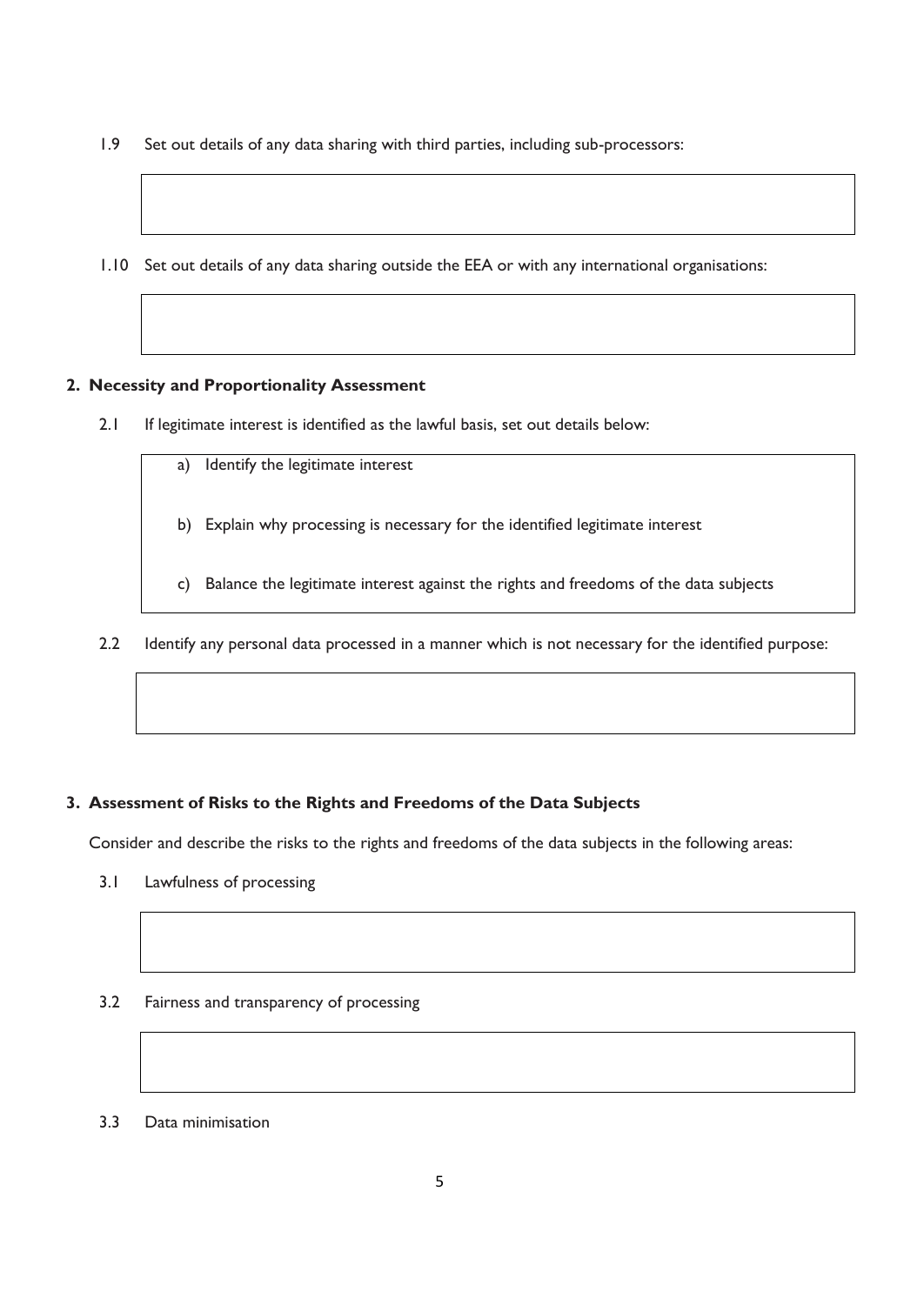1.9 Set out details of any data sharing with third parties, including sub-processors:

1.10 Set out details of any data sharing outside the EEA or with any international organisations:

## 2. Necessity and Proportionality Assessment

2.1 If legitimate interest is identified as the lawful basis, set out details below:

a) Identify the legitimate interest

b) Explain why processing is necessary for the identified legitimate interest

c) Balance the legitimate interest against the rights and freedoms of the data subjects

2.2 Identify any personal data processed in a manner which is not necessary for the identified purpose:

## 3. Assessment of Risks to the Rights and Freedoms of the Data Subjects

Consider and describe the risks to the rights and freedoms of the data subjects in the following areas:

3.1 Lawfulness of processing

3.2 Fairness and transparency of processing

3.3 Data minimisation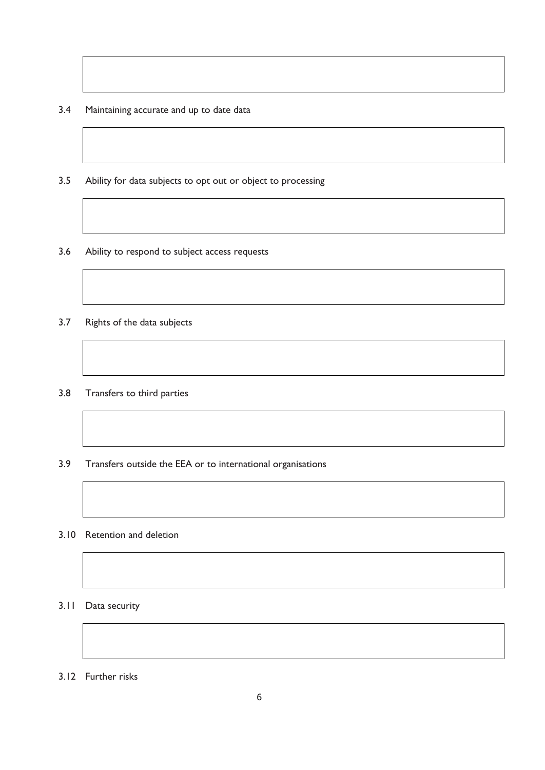3.4 Maintaining accurate and up to date data

3.5 Ability for data subjects to opt out or object to processing

3.6 Ability to respond to subject access requests

3.7 Rights of the data subjects

3.8 Transfers to third parties

3.9 Transfers outside the EEA or to international organisations

3.10 Retention and deletion

3.11 Data security

3.12 Further risks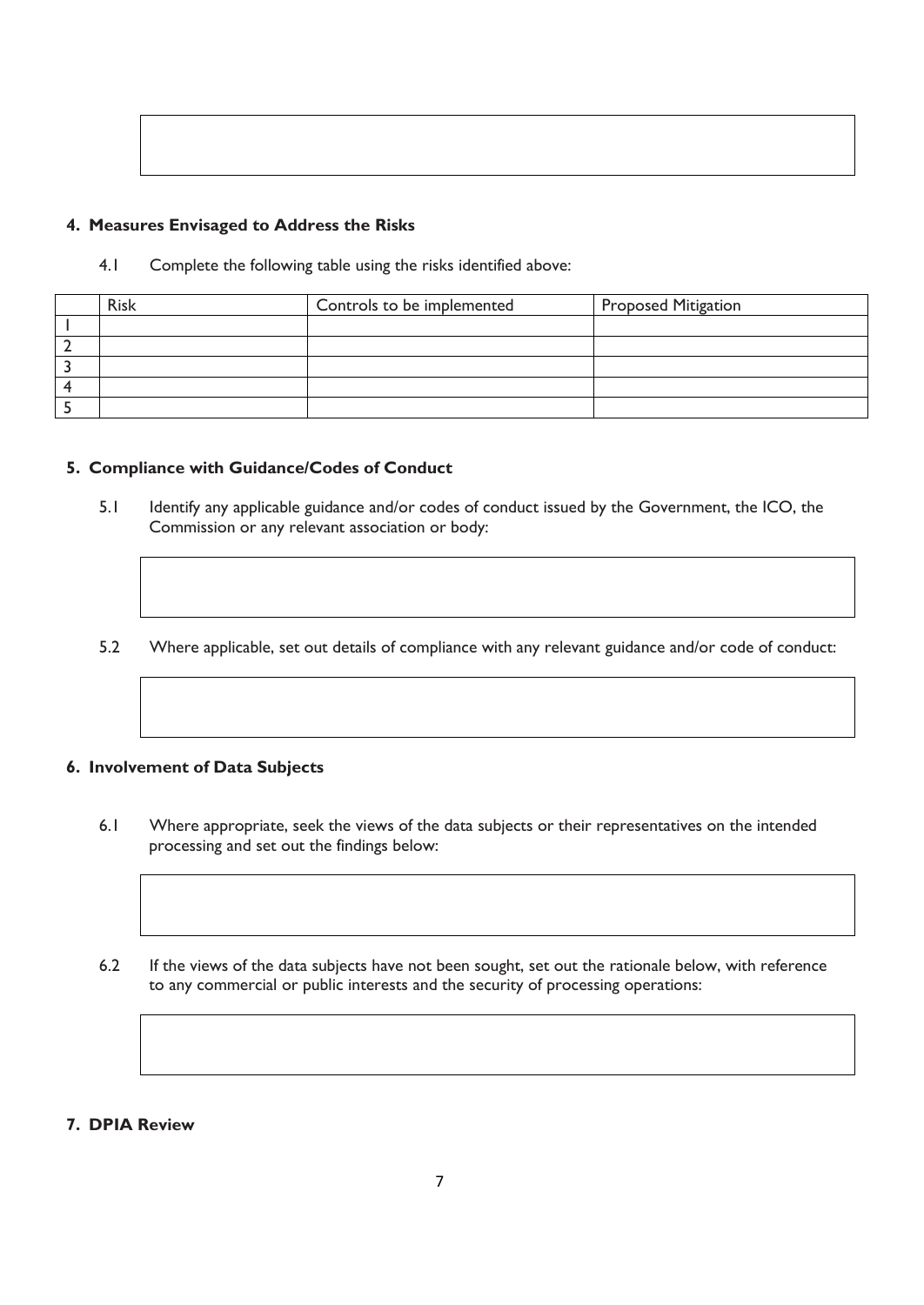## 4. Measures Envisaged to Address the Risks

4.1 Complete the following table using the risks identified above:

| | Risk | Controls to be implemented | Proposed Mitigation |
|---|---|---|---|
| 1 | | | |
| 2 | | | |
| 3 | | | |
| 4 | | | |
| 5 | | | |

## 5. Compliance with Guidance/Codes of Conduct

5.1 Identify any applicable guidance and/or codes of conduct issued by the Government, the ICO, the Commission or any relevant association or body:

5.2 Where applicable, set out details of compliance with any relevant guidance and/or code of conduct:

## 6. Involvement of Data Subjects

6.1 Where appropriate, seek the views of the data subjects or their representatives on the intended processing and set out the findings below:

6.2 If the views of the data subjects have not been sought, set out the rationale below, with reference to any commercial or public interests and the security of processing operations:

## 7. DPIA Review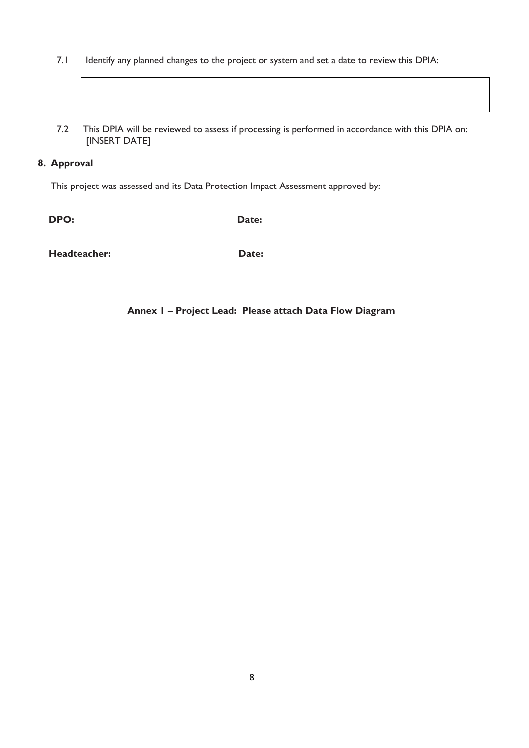7.1 Identify any planned changes to the project or system and set a date to review this DPIA:

| |
|---|
| |

7.2 This DPIA will be reviewed to assess if processing is performed in accordance with this DPIA on: [INSERT DATE]

## 8. Approval

This project was assessed and its Data Protection Impact Assessment approved by:

**DPO:** **Date:**

**Headteacher:** **Date:**

**Annex 1 – Project Lead: Please attach Data Flow Diagram**